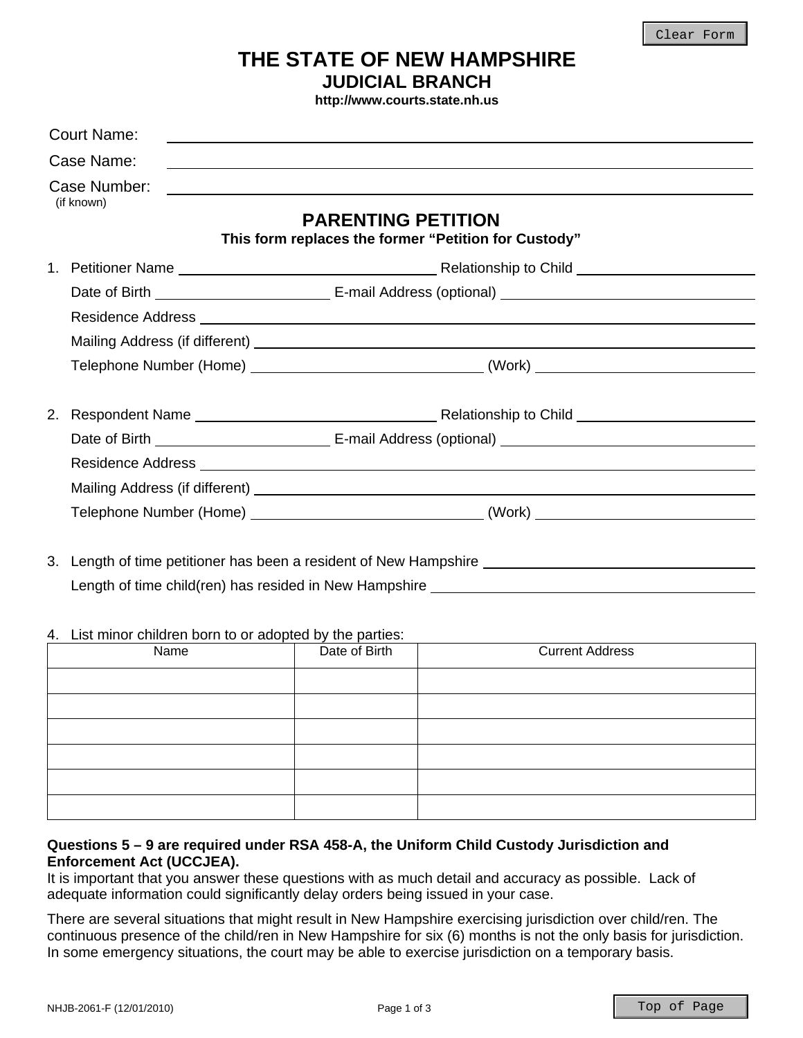# THE STATE OF NEW HAMPSHIRE
## JUDICIAL BRANCH
**http://www.courts.state.nh.us**

Court Name: \_\_\_\_\_\_\_\_\_\_\_\_\_\_\_\_\_\_\_\_\_\_\_\_\_\_\_\_\_\_\_\_\_\_\_\_\_\_\_\_

Case Name: \_\_\_\_\_\_\_\_\_\_\_\_\_\_\_\_\_\_\_\_\_\_\_\_\_\_\_\_\_\_\_\_\_\_\_\_\_\_\_\_

Case Number: \_\_\_\_\_\_\_\_\_\_\_\_\_\_\_\_\_\_\_\_\_\_\_\_\_\_\_\_\_\_\_\_\_\_\_\_\_\_\_\_
(if known)

## PARENTING PETITION
**This form replaces the former "Petition for Custody"**

1. Petitioner Name \_\_\_\_\_\_\_\_\_\_\_\_\_\_\_\_\_\_\_\_ Relationship to Child \_\_\_\_\_\_\_\_\_\_\_\_\_\_\_\_\_\_\_\_
   Date of Birth \_\_\_\_\_\_\_\_\_\_\_\_\_\_\_\_\_\_\_\_ E-mail Address (optional) \_\_\_\_\_\_\_\_\_\_\_\_\_\_\_\_\_\_\_\_
   Residence Address \_\_\_\_\_\_\_\_\_\_\_\_\_\_\_\_\_\_\_\_\_\_\_\_\_\_\_\_\_\_\_\_\_\_\_\_\_\_\_\_
   Mailing Address (if different) \_\_\_\_\_\_\_\_\_\_\_\_\_\_\_\_\_\_\_\_\_\_\_\_\_\_\_\_\_\_\_\_\_\_\_\_\_\_\_\_
   Telephone Number (Home) \_\_\_\_\_\_\_\_\_\_\_\_\_\_\_\_\_\_\_\_ (Work) \_\_\_\_\_\_\_\_\_\_\_\_\_\_\_\_\_\_\_\_

2. Respondent Name \_\_\_\_\_\_\_\_\_\_\_\_\_\_\_\_\_\_\_\_ Relationship to Child \_\_\_\_\_\_\_\_\_\_\_\_\_\_\_\_\_\_\_\_
   Date of Birth \_\_\_\_\_\_\_\_\_\_\_\_\_\_\_\_\_\_\_\_ E-mail Address (optional) \_\_\_\_\_\_\_\_\_\_\_\_\_\_\_\_\_\_\_\_
   Residence Address \_\_\_\_\_\_\_\_\_\_\_\_\_\_\_\_\_\_\_\_\_\_\_\_\_\_\_\_\_\_\_\_\_\_\_\_\_\_\_\_
   Mailing Address (if different) \_\_\_\_\_\_\_\_\_\_\_\_\_\_\_\_\_\_\_\_\_\_\_\_\_\_\_\_\_\_\_\_\_\_\_\_\_\_\_\_
   Telephone Number (Home) \_\_\_\_\_\_\_\_\_\_\_\_\_\_\_\_\_\_\_\_ (Work) \_\_\_\_\_\_\_\_\_\_\_\_\_\_\_\_\_\_\_\_

3. Length of time petitioner has been a resident of New Hampshire \_\_\_\_\_\_\_\_\_\_\_\_\_\_\_\_\_\_\_\_
   Length of time child(ren) has resided in New Hampshire \_\_\_\_\_\_\_\_\_\_\_\_\_\_\_\_\_\_\_\_

4. List minor children born to or adopted by the parties:

| Name | Date of Birth | Current Address |
|---|---|---|
| | | |
| | | |
| | | |
| | | |
| | | |
| | | |

**Questions 5 – 9 are required under RSA 458-A, the Uniform Child Custody Jurisdiction and Enforcement Act (UCCJEA).**
It is important that you answer these questions with as much detail and accuracy as possible. Lack of adequate information could significantly delay orders being issued in your case.

There are several situations that might result in New Hampshire exercising jurisdiction over child/ren. The continuous presence of the child/ren in New Hampshire for six (6) months is not the only basis for jurisdiction. In some emergency situations, the court may be able to exercise jurisdiction on a temporary basis.

NHJB-2061-F (12/01/2010)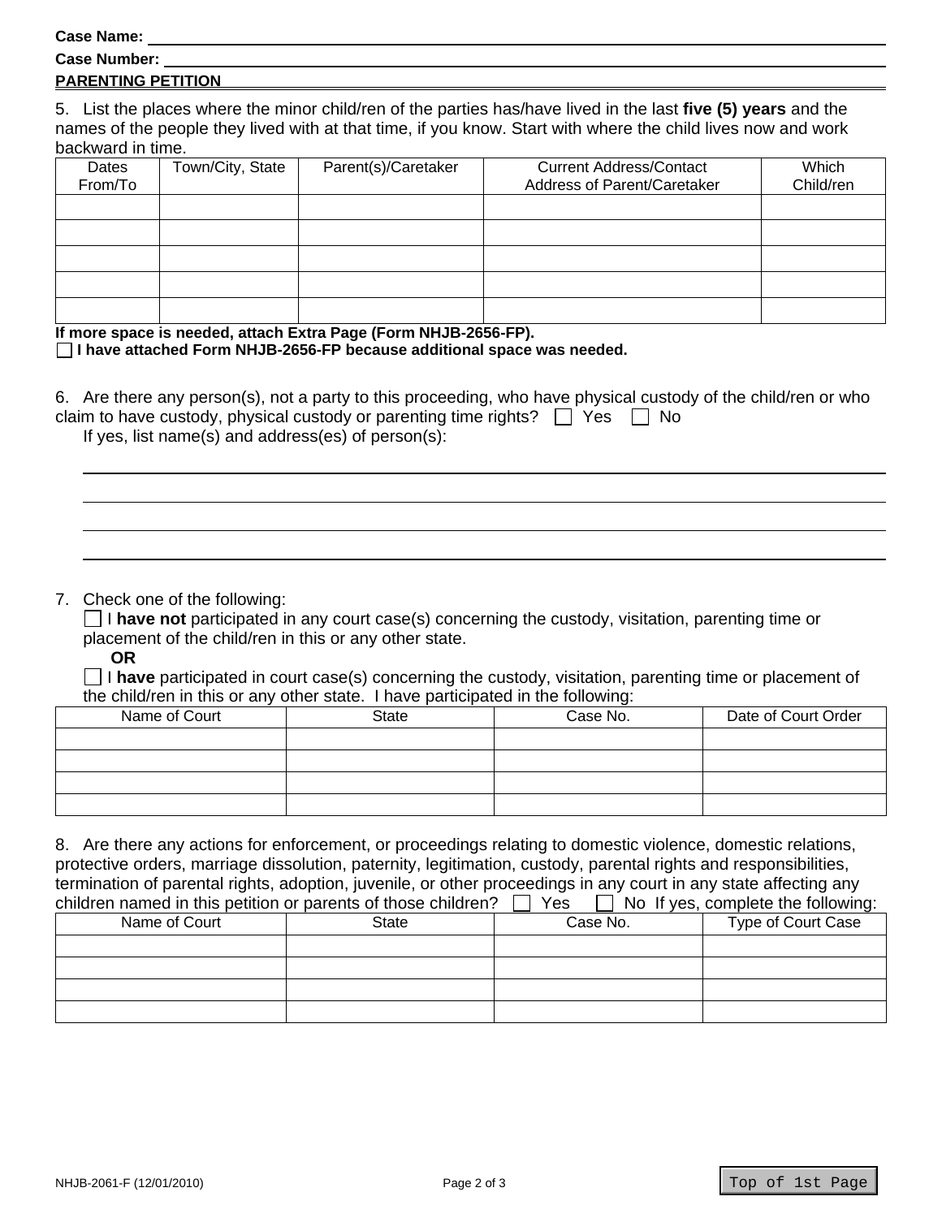**Case Name:** ______________________________

**Case Number:** ______________________________

**PARENTING PETITION**

5. List the places where the minor child/ren of the parties has/have lived in the last **five (5) years** and the names of the people they lived with at that time, if you know. Start with where the child lives now and work backward in time.

| Dates From/To | Town/City, State | Parent(s)/Caretaker | Current Address/Contact Address of Parent/Caretaker | Which Child/ren |
|---|---|---|---|---|
| | | | | |
| | | | | |
| | | | | |
| | | | | |
| | | | | |

**If more space is needed, attach Extra Page (Form NHJB-2656-FP).**

☐ **I have attached Form NHJB-2656-FP because additional space was needed.**

6. Are there any person(s), not a party to this proceeding, who have physical custody of the child/ren or who claim to have custody, physical custody or parenting time rights? ☐ Yes ☐ No

If yes, list name(s) and address(es) of person(s):

______________________________

______________________________

______________________________

______________________________

7. Check one of the following:

☐ I **have not** participated in any court case(s) concerning the custody, visitation, parenting time or placement of the child/ren in this or any other state.

**OR**

☐ I **have** participated in court case(s) concerning the custody, visitation, parenting time or placement of the child/ren in this or any other state. I have participated in the following:

| Name of Court | State | Case No. | Date of Court Order |
|---|---|---|---|
| | | | |
| | | | |
| | | | |
| | | | |

8. Are there any actions for enforcement, or proceedings relating to domestic violence, domestic relations, protective orders, marriage dissolution, paternity, legitimation, custody, parental rights and responsibilities, termination of parental rights, adoption, juvenile, or other proceedings in any court in any state affecting any children named in this petition or parents of those children? ☐ Yes ☐ No If yes, complete the following:

| Name of Court | State | Case No. | Type of Court Case |
|---|---|---|---|
| | | | |
| | | | |
| | | | |
| | | | |

NHJB-2061-F (12/01/2010)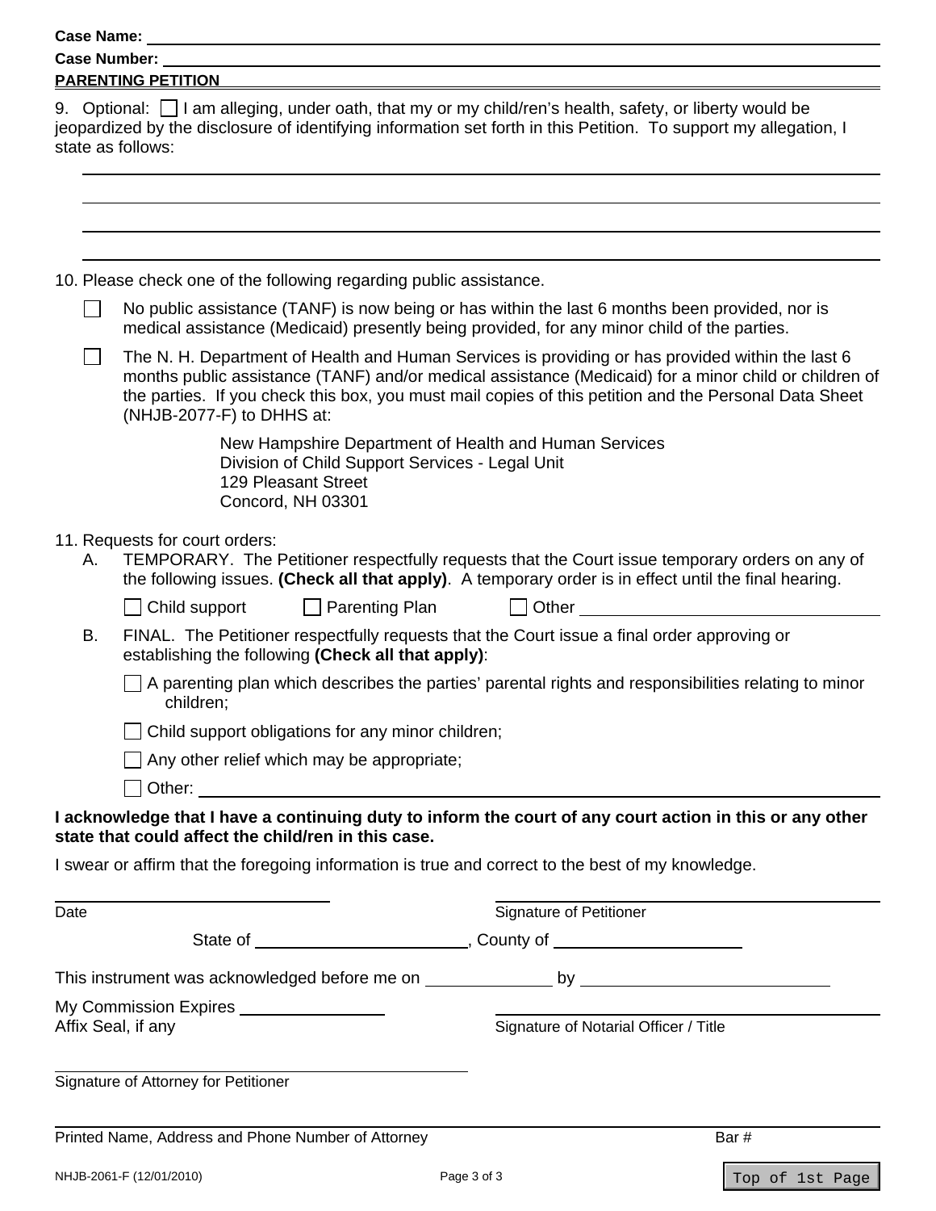**Case Name:** 

**Case Number:** 

**PARENTING PETITION**

9. Optional: ☐ I am alleging, under oath, that my or my child/ren's health, safety, or liberty would be jeopardized by the disclosure of identifying information set forth in this Petition. To support my allegation, I state as follows:

\_\_\_\_\_\_\_\_\_\_\_\_\_\_\_\_\_\_\_\_\_\_\_\_\_\_\_\_\_\_\_\_\_\_\_\_\_\_\_\_\_\_\_\_\_\_\_\_\_\_\_\_\_\_\_\_\_\_\_\_\_\_\_\_

\_\_\_\_\_\_\_\_\_\_\_\_\_\_\_\_\_\_\_\_\_\_\_\_\_\_\_\_\_\_\_\_\_\_\_\_\_\_\_\_\_\_\_\_\_\_\_\_\_\_\_\_\_\_\_\_\_\_\_\_\_\_\_\_

\_\_\_\_\_\_\_\_\_\_\_\_\_\_\_\_\_\_\_\_\_\_\_\_\_\_\_\_\_\_\_\_\_\_\_\_\_\_\_\_\_\_\_\_\_\_\_\_\_\_\_\_\_\_\_\_\_\_\_\_\_\_\_\_

\_\_\_\_\_\_\_\_\_\_\_\_\_\_\_\_\_\_\_\_\_\_\_\_\_\_\_\_\_\_\_\_\_\_\_\_\_\_\_\_\_\_\_\_\_\_\_\_\_\_\_\_\_\_\_\_\_\_\_\_\_\_\_\_

10. Please check one of the following regarding public assistance.

☐ No public assistance (TANF) is now being or has within the last 6 months been provided, nor is medical assistance (Medicaid) presently being provided, for any minor child of the parties.

☐ The N. H. Department of Health and Human Services is providing or has provided within the last 6 months public assistance (TANF) and/or medical assistance (Medicaid) for a minor child or children of the parties. If you check this box, you must mail copies of this petition and the Personal Data Sheet (NHJB-2077-F) to DHHS at:

New Hampshire Department of Health and Human Services
Division of Child Support Services - Legal Unit
129 Pleasant Street
Concord, NH 03301

11. Requests for court orders:

A. TEMPORARY. The Petitioner respectfully requests that the Court issue temporary orders on any of the following issues. **(Check all that apply)**. A temporary order is in effect until the final hearing.

☐ Child support ☐ Parenting Plan ☐ Other \_\_\_\_\_\_\_\_\_\_\_\_\_\_\_\_\_\_\_\_

B. FINAL. The Petitioner respectfully requests that the Court issue a final order approving or establishing the following **(Check all that apply)**:

☐ A parenting plan which describes the parties' parental rights and responsibilities relating to minor children;

☐ Child support obligations for any minor children;

☐ Any other relief which may be appropriate;

☐ Other: \_\_\_\_\_\_\_\_\_\_\_\_\_\_\_\_\_\_\_\_\_\_\_\_\_\_\_\_\_\_\_\_\_\_\_\_\_\_\_\_\_\_\_\_

**I acknowledge that I have a continuing duty to inform the court of any court action in this or any other state that could affect the child/ren in this case.**

I swear or affirm that the foregoing information is true and correct to the best of my knowledge.

\_\_\_\_\_\_\_\_\_\_\_\_\_\_\_\_\_\_\_\_\_\_\_\_ \_\_\_\_\_\_\_\_\_\_\_\_\_\_\_\_\_\_\_\_\_\_\_\_
Date Signature of Petitioner

State of \_\_\_\_\_\_\_\_\_\_\_\_\_\_\_\_\_\_\_\_, County of \_\_\_\_\_\_\_\_\_\_\_\_\_\_\_\_\_\_

This instrument was acknowledged before me on \_\_\_\_\_\_\_\_\_\_\_\_ by \_\_\_\_\_\_\_\_\_\_\_\_\_\_\_\_\_\_\_\_\_\_\_\_

My Commission Expires \_\_\_\_\_\_\_\_\_\_\_\_\_\_
Affix Seal, if any

\_\_\_\_\_\_\_\_\_\_\_\_\_\_\_\_\_\_\_\_\_\_\_\_
Signature of Notarial Officer / Title

\_\_\_\_\_\_\_\_\_\_\_\_\_\_\_\_\_\_\_\_\_\_\_\_\_\_\_\_\_\_\_\_\_\_\_\_
Signature of Attorney for Petitioner

\_\_\_\_\_\_\_\_\_\_\_\_\_\_\_\_\_\_\_\_\_\_\_\_\_\_\_\_\_\_\_\_\_\_\_\_\_\_\_\_\_\_\_\_\_\_\_\_\_\_\_\_\_\_\_\_\_\_\_\_\_\_\_\_
Printed Name, Address and Phone Number of Attorney Bar #

NHJB-2061-F (12/01/2010)